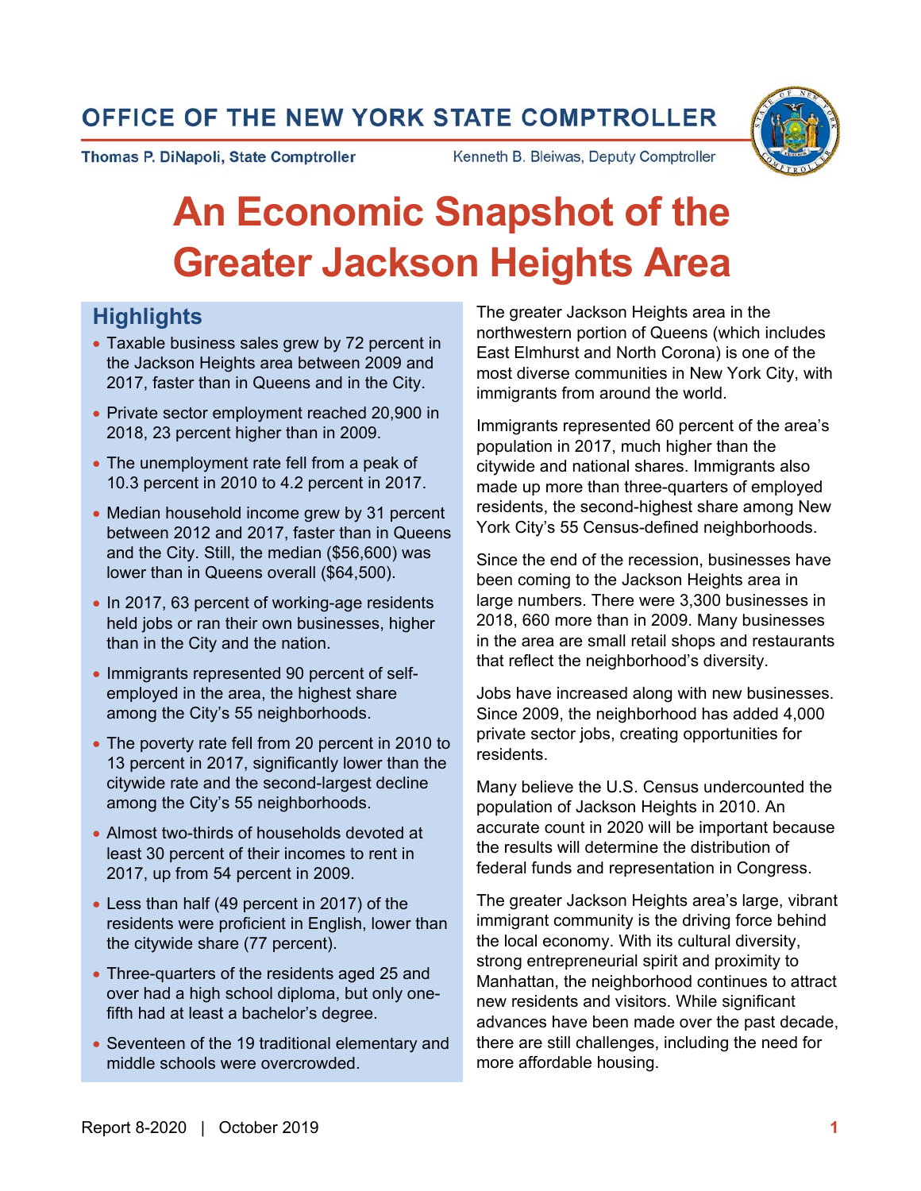OFFICE OF THE NEW YORK STATE COMPTROLLER

**Thomas P. DiNapoli, State Comptroller** Kenneth B. Bleiwas, Deputy Comptroller

# An Economic Snapshot of the Greater Jackson Heights Area

## Highlights

- Taxable business sales grew by 72 percent in the Jackson Heights area between 2009 and 2017, faster than in Queens and in the City.
- Private sector employment reached 20,900 in 2018, 23 percent higher than in 2009.
- The unemployment rate fell from a peak of 10.3 percent in 2010 to 4.2 percent in 2017.
- Median household income grew by 31 percent between 2012 and 2017, faster than in Queens and the City. Still, the median ($56,600) was lower than in Queens overall ($64,500).
- In 2017, 63 percent of working-age residents held jobs or ran their own businesses, higher than in the City and the nation.
- Immigrants represented 90 percent of self-employed in the area, the highest share among the City's 55 neighborhoods.
- The poverty rate fell from 20 percent in 2010 to 13 percent in 2017, significantly lower than the citywide rate and the second-largest decline among the City's 55 neighborhoods.
- Almost two-thirds of households devoted at least 30 percent of their incomes to rent in 2017, up from 54 percent in 2009.
- Less than half (49 percent in 2017) of the residents were proficient in English, lower than the citywide share (77 percent).
- Three-quarters of the residents aged 25 and over had a high school diploma, but only one-fifth had at least a bachelor's degree.
- Seventeen of the 19 traditional elementary and middle schools were overcrowded.

The greater Jackson Heights area in the northwestern portion of Queens (which includes East Elmhurst and North Corona) is one of the most diverse communities in New York City, with immigrants from around the world.

Immigrants represented 60 percent of the area's population in 2017, much higher than the citywide and national shares. Immigrants also made up more than three-quarters of employed residents, the second-highest share among New York City's 55 Census-defined neighborhoods.

Since the end of the recession, businesses have been coming to the Jackson Heights area in large numbers. There were 3,300 businesses in 2018, 660 more than in 2009. Many businesses in the area are small retail shops and restaurants that reflect the neighborhood's diversity.

Jobs have increased along with new businesses. Since 2009, the neighborhood has added 4,000 private sector jobs, creating opportunities for residents.

Many believe the U.S. Census undercounted the population of Jackson Heights in 2010. An accurate count in 2020 will be important because the results will determine the distribution of federal funds and representation in Congress.

The greater Jackson Heights area's large, vibrant immigrant community is the driving force behind the local economy. With its cultural diversity, strong entrepreneurial spirit and proximity to Manhattan, the neighborhood continues to attract new residents and visitors. While significant advances have been made over the past decade, there are still challenges, including the need for more affordable housing.

Report 8-2020 | October 2019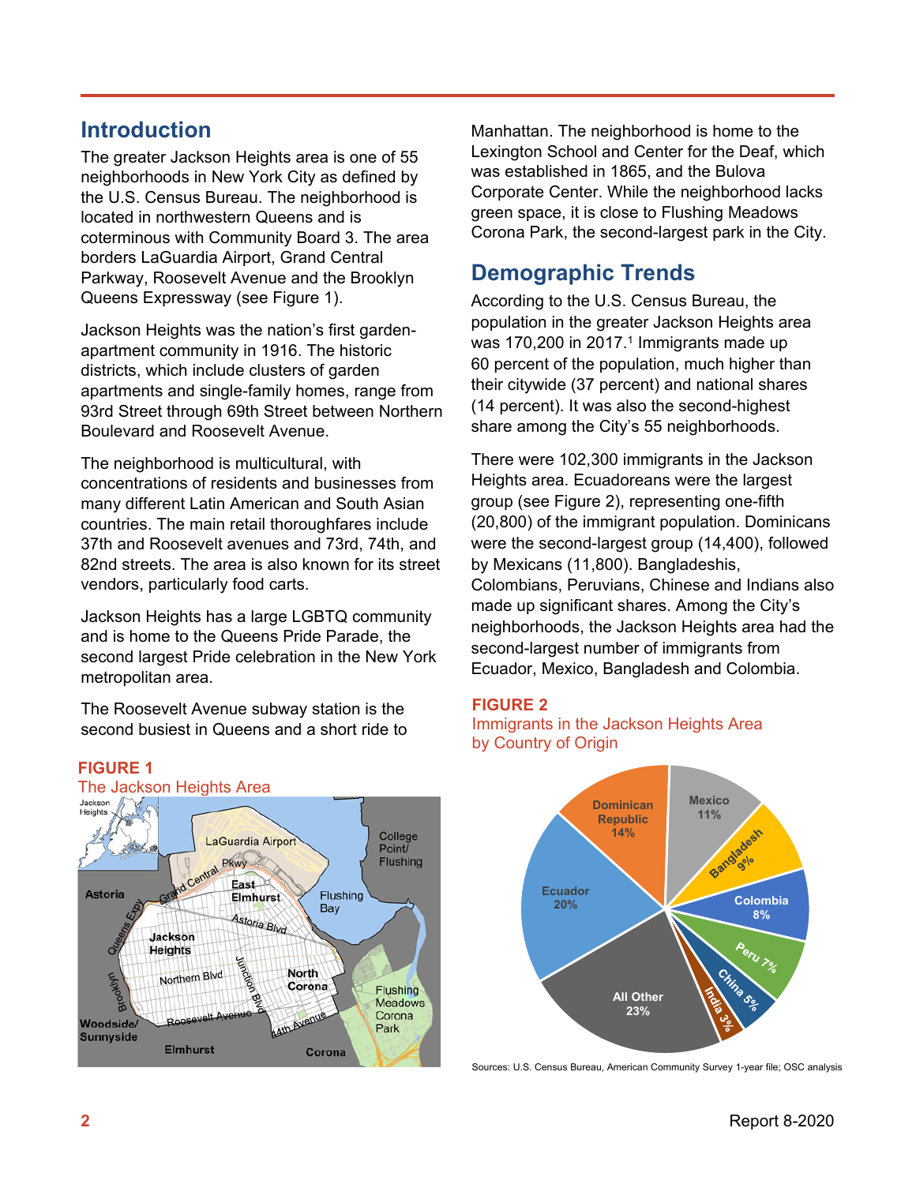## Introduction

The greater Jackson Heights area is one of 55 neighborhoods in New York City as defined by the U.S. Census Bureau. The neighborhood is located in northwestern Queens and is coterminous with Community Board 3. The area borders LaGuardia Airport, Grand Central Parkway, Roosevelt Avenue and the Brooklyn Queens Expressway (see Figure 1).

Jackson Heights was the nation's first garden-apartment community in 1916. The historic districts, which include clusters of garden apartments and single-family homes, range from 93rd Street through 69th Street between Northern Boulevard and Roosevelt Avenue.

The neighborhood is multicultural, with concentrations of residents and businesses from many different Latin American and South Asian countries. The main retail thoroughfares include 37th and Roosevelt avenues and 73rd, 74th, and 82nd streets. The area is also known for its street vendors, particularly food carts.

Jackson Heights has a large LGBTQ community and is home to the Queens Pride Parade, the second largest Pride celebration in the New York metropolitan area.

The Roosevelt Avenue subway station is the second busiest in Queens and a short ride to Manhattan. The neighborhood is home to the Lexington School and Center for the Deaf, which was established in 1865, and the Bulova Corporate Center. While the neighborhood lacks green space, it is close to Flushing Meadows Corona Park, the second-largest park in the City.

**FIGURE 1**
The Jackson Heights Area

## Demographic Trends

According to the U.S. Census Bureau, the population in the greater Jackson Heights area was 170,200 in 2017.[1] Immigrants made up 60 percent of the population, much higher than their citywide (37 percent) and national shares (14 percent). It was also the second-highest share among the City's 55 neighborhoods.

There were 102,300 immigrants in the Jackson Heights area. Ecuadoreans were the largest group (see Figure 2), representing one-fifth (20,800) of the immigrant population. Dominicans were the second-largest group (14,400), followed by Mexicans (11,800). Bangladeshis, Colombians, Peruvians, Chinese and Indians also made up significant shares. Among the City's neighborhoods, the Jackson Heights area had the second-largest number of immigrants from Ecuador, Mexico, Bangladesh and Colombia.

**FIGURE 2**
Immigrants in the Jackson Heights Area by Country of Origin

| Country of Origin | Share |
|---|---|
| Ecuador | 20% |
| Dominican Republic | 14% |
| Mexico | 11% |
| Bangladesh | 9% |
| Colombia | 8% |
| Peru | 7% |
| China | 5% |
| India | 3% |
| All Other | 23% |

Sources: U.S. Census Bureau, American Community Survey 1-year file; OSC analysis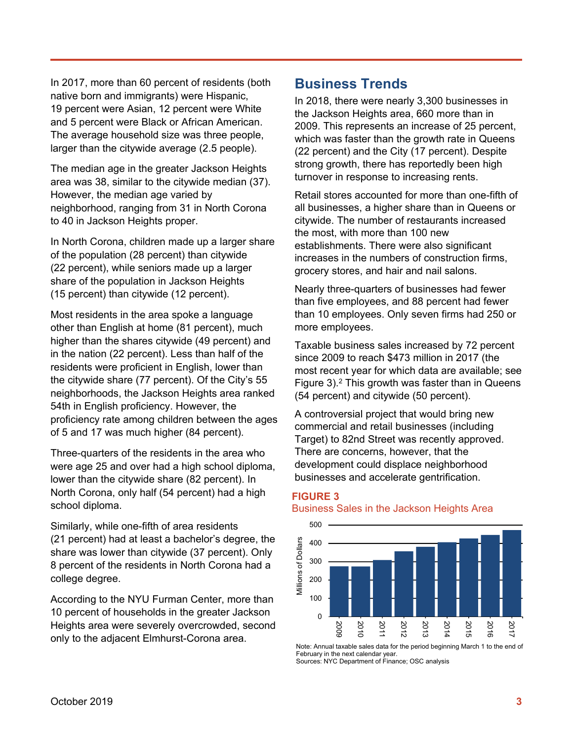In 2017, more than 60 percent of residents (both native born and immigrants) were Hispanic, 19 percent were Asian, 12 percent were White and 5 percent were Black or African American. The average household size was three people, larger than the citywide average (2.5 people).

The median age in the greater Jackson Heights area was 38, similar to the citywide median (37). However, the median age varied by neighborhood, ranging from 31 in North Corona to 40 in Jackson Heights proper.

In North Corona, children made up a larger share of the population (28 percent) than citywide (22 percent), while seniors made up a larger share of the population in Jackson Heights (15 percent) than citywide (12 percent).

Most residents in the area spoke a language other than English at home (81 percent), much higher than the shares citywide (49 percent) and in the nation (22 percent). Less than half of the residents were proficient in English, lower than the citywide share (77 percent). Of the City's 55 neighborhoods, the Jackson Heights area ranked 54th in English proficiency. However, the proficiency rate among children between the ages of 5 and 17 was much higher (84 percent).

Three-quarters of the residents in the area who were age 25 and over had a high school diploma, lower than the citywide share (82 percent). In North Corona, only half (54 percent) had a high school diploma.

Similarly, while one-fifth of area residents (21 percent) had at least a bachelor's degree, the share was lower than citywide (37 percent). Only 8 percent of the residents in North Corona had a college degree.

According to the NYU Furman Center, more than 10 percent of households in the greater Jackson Heights area were severely overcrowded, second only to the adjacent Elmhurst-Corona area.

## Business Trends

In 2018, there were nearly 3,300 businesses in the Jackson Heights area, 660 more than in 2009. This represents an increase of 25 percent, which was faster than the growth rate in Queens (22 percent) and the City (17 percent). Despite strong growth, there has reportedly been high turnover in response to increasing rents.

Retail stores accounted for more than one-fifth of all businesses, a higher share than in Queens or citywide. The number of restaurants increased the most, with more than 100 new establishments. There were also significant increases in the numbers of construction firms, grocery stores, and hair and nail salons.

Nearly three-quarters of businesses had fewer than five employees, and 88 percent had fewer than 10 employees. Only seven firms had 250 or more employees.

Taxable business sales increased by 72 percent since 2009 to reach $473 million in 2017 (the most recent year for which data are available; see Figure 3).[2] This growth was faster than in Queens (54 percent) and citywide (50 percent).

A controversial project that would bring new commercial and retail businesses (including Target) to 82nd Street was recently approved. There are concerns, however, that the development could displace neighborhood businesses and accelerate gentrification.

**FIGURE 3**

Business Sales in the Jackson Heights Area

Note: Annual taxable sales data for the period beginning March 1 to the end of February in the next calendar year.
Sources: NYC Department of Finance; OSC analysis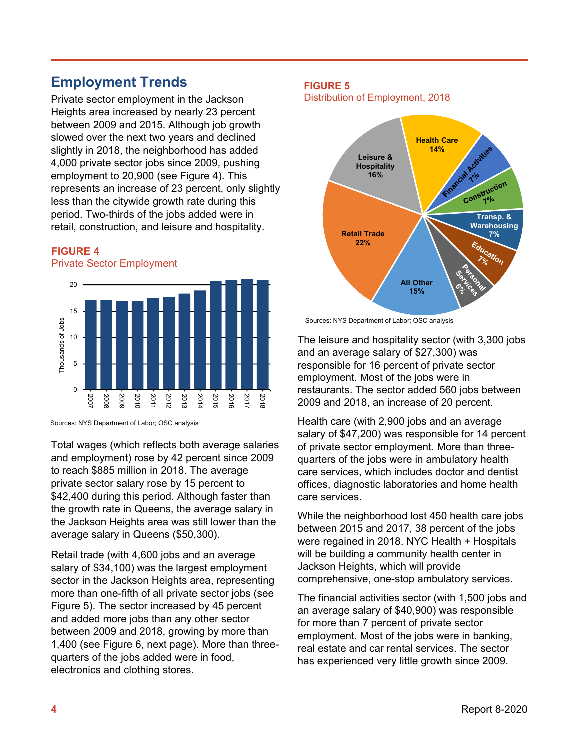## Employment Trends

Private sector employment in the Jackson Heights area increased by nearly 23 percent between 2009 and 2015. Although job growth slowed over the next two years and declined slightly in 2018, the neighborhood has added 4,000 private sector jobs since 2009, pushing employment to 20,900 (see Figure 4). This represents an increase of 23 percent, only slightly less than the citywide growth rate during this period. Two-thirds of the jobs added were in retail, construction, and leisure and hospitality.

**FIGURE 4**
Private Sector Employment

Sources: NYS Department of Labor; OSC analysis

Total wages (which reflects both average salaries and employment) rose by 42 percent since 2009 to reach $885 million in 2018. The average private sector salary rose by 15 percent to $42,400 during this period. Although faster than the growth rate in Queens, the average salary in the Jackson Heights area was still lower than the average salary in Queens ($50,300).

Retail trade (with 4,600 jobs and an average salary of $34,100) was the largest employment sector in the Jackson Heights area, representing more than one-fifth of all private sector jobs (see Figure 5). The sector increased by 45 percent and added more jobs than any other sector between 2009 and 2018, growing by more than 1,400 (see Figure 6, next page). More than three-quarters of the jobs added were in food, electronics and clothing stores.

**FIGURE 5**
Distribution of Employment, 2018

Sources: NYS Department of Labor; OSC analysis

The leisure and hospitality sector (with 3,300 jobs and an average salary of $27,300) was responsible for 16 percent of private sector employment. Most of the jobs were in restaurants. The sector added 560 jobs between 2009 and 2018, an increase of 20 percent.

Health care (with 2,900 jobs and an average salary of $47,200) was responsible for 14 percent of private sector employment. More than three-quarters of the jobs were in ambulatory health care services, which includes doctor and dentist offices, diagnostic laboratories and home health care services.

While the neighborhood lost 450 health care jobs between 2015 and 2017, 38 percent of the jobs were regained in 2018. NYC Health + Hospitals will be building a community health center in Jackson Heights, which will provide comprehensive, one-stop ambulatory services.

The financial activities sector (with 1,500 jobs and an average salary of $40,900) was responsible for more than 7 percent of private sector employment. Most of the jobs were in banking, real estate and car rental services. The sector has experienced very little growth since 2009.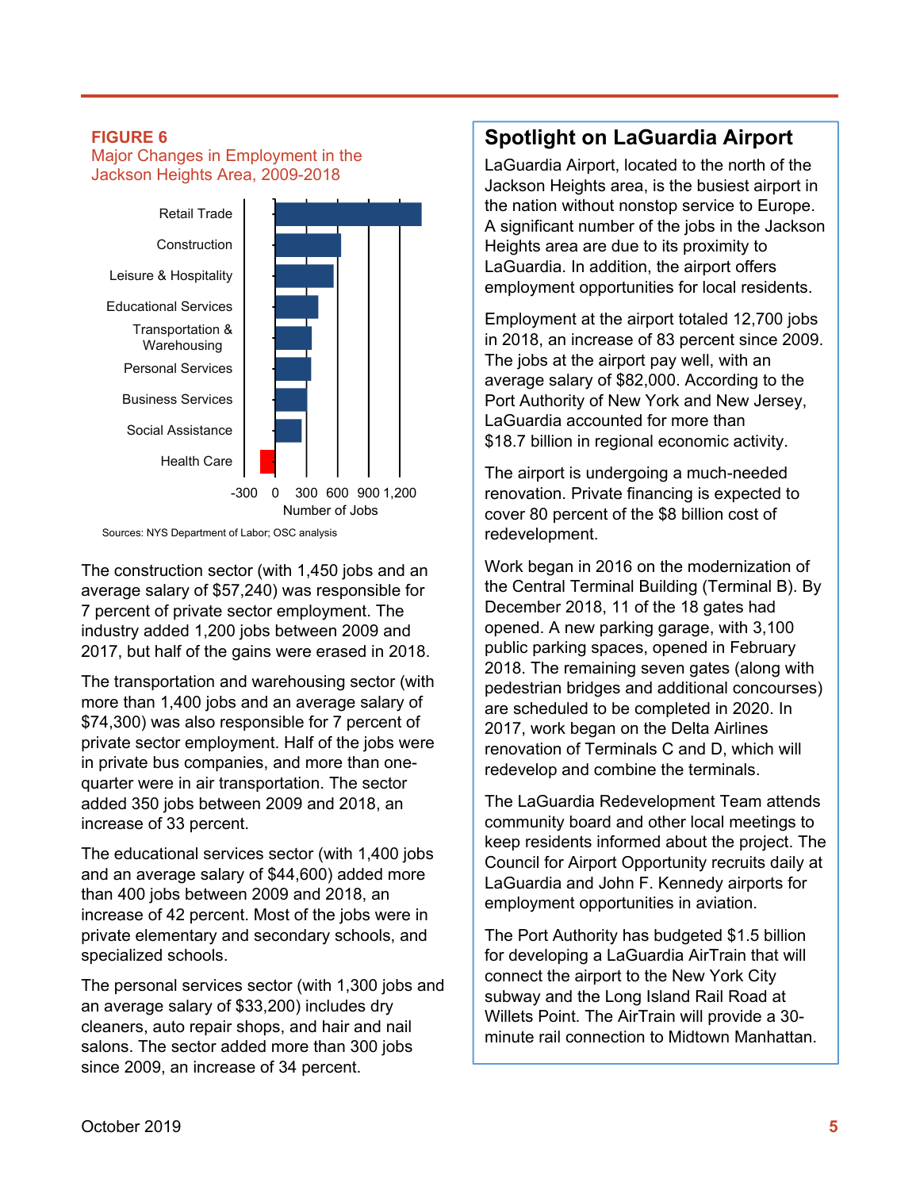**FIGURE 6**
Major Changes in Employment in the Jackson Heights Area, 2009-2018

Retail Trade
Construction
Leisure & Hospitality
Educational Services
Transportation & Warehousing
Personal Services
Business Services
Social Assistance
Health Care

-300 0 300 600 900 1,200
Number of Jobs

Sources: NYS Department of Labor; OSC analysis

The construction sector (with 1,450 jobs and an average salary of $57,240) was responsible for 7 percent of private sector employment. The industry added 1,200 jobs between 2009 and 2017, but half of the gains were erased in 2018.

The transportation and warehousing sector (with more than 1,400 jobs and an average salary of $74,300) was also responsible for 7 percent of private sector employment. Half of the jobs were in private bus companies, and more than one-quarter were in air transportation. The sector added 350 jobs between 2009 and 2018, an increase of 33 percent.

The educational services sector (with 1,400 jobs and an average salary of $44,600) added more than 400 jobs between 2009 and 2018, an increase of 42 percent. Most of the jobs were in private elementary and secondary schools, and specialized schools.

The personal services sector (with 1,300 jobs and an average salary of $33,200) includes dry cleaners, auto repair shops, and hair and nail salons. The sector added more than 300 jobs since 2009, an increase of 34 percent.

## Spotlight on LaGuardia Airport

LaGuardia Airport, located to the north of the Jackson Heights area, is the busiest airport in the nation without nonstop service to Europe. A significant number of the jobs in the Jackson Heights area are due to its proximity to LaGuardia. In addition, the airport offers employment opportunities for local residents.

Employment at the airport totaled 12,700 jobs in 2018, an increase of 83 percent since 2009. The jobs at the airport pay well, with an average salary of $82,000. According to the Port Authority of New York and New Jersey, LaGuardia accounted for more than $18.7 billion in regional economic activity.

The airport is undergoing a much-needed renovation. Private financing is expected to cover 80 percent of the $8 billion cost of redevelopment.

Work began in 2016 on the modernization of the Central Terminal Building (Terminal B). By December 2018, 11 of the 18 gates had opened. A new parking garage, with 3,100 public parking spaces, opened in February 2018. The remaining seven gates (along with pedestrian bridges and additional concourses) are scheduled to be completed in 2020. In 2017, work began on the Delta Airlines renovation of Terminals C and D, which will redevelop and combine the terminals.

The LaGuardia Redevelopment Team attends community board and other local meetings to keep residents informed about the project. The Council for Airport Opportunity recruits daily at LaGuardia and John F. Kennedy airports for employment opportunities in aviation.

The Port Authority has budgeted $1.5 billion for developing a LaGuardia AirTrain that will connect the airport to the New York City subway and the Long Island Rail Road at Willets Point. The AirTrain will provide a 30-minute rail connection to Midtown Manhattan.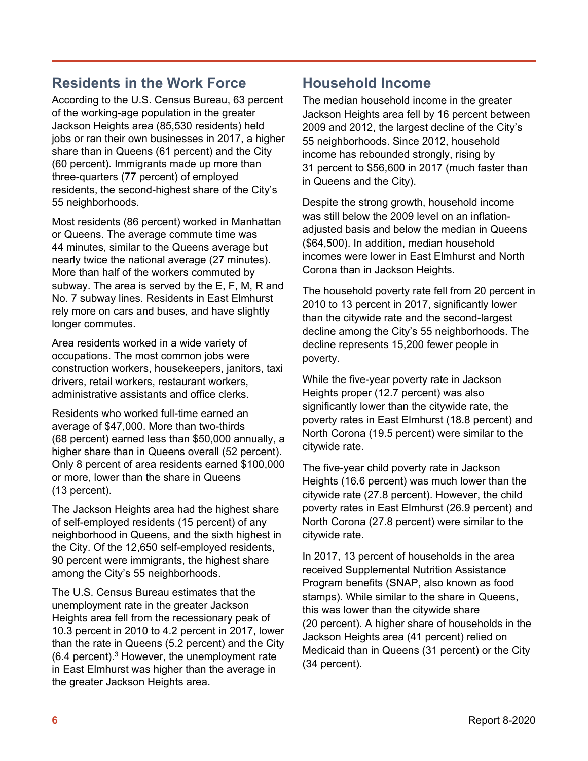## Residents in the Work Force

According to the U.S. Census Bureau, 63 percent of the working-age population in the greater Jackson Heights area (85,530 residents) held jobs or ran their own businesses in 2017, a higher share than in Queens (61 percent) and the City (60 percent). Immigrants made up more than three-quarters (77 percent) of employed residents, the second-highest share of the City's 55 neighborhoods.

Most residents (86 percent) worked in Manhattan or Queens. The average commute time was 44 minutes, similar to the Queens average but nearly twice the national average (27 minutes). More than half of the workers commuted by subway. The area is served by the E, F, M, R and No. 7 subway lines. Residents in East Elmhurst rely more on cars and buses, and have slightly longer commutes.

Area residents worked in a wide variety of occupations. The most common jobs were construction workers, housekeepers, janitors, taxi drivers, retail workers, restaurant workers, administrative assistants and office clerks.

Residents who worked full-time earned an average of $47,000. More than two-thirds (68 percent) earned less than $50,000 annually, a higher share than in Queens overall (52 percent). Only 8 percent of area residents earned $100,000 or more, lower than the share in Queens (13 percent).

The Jackson Heights area had the highest share of self-employed residents (15 percent) of any neighborhood in Queens, and the sixth highest in the City. Of the 12,650 self-employed residents, 90 percent were immigrants, the highest share among the City's 55 neighborhoods.

The U.S. Census Bureau estimates that the unemployment rate in the greater Jackson Heights area fell from the recessionary peak of 10.3 percent in 2010 to 4.2 percent in 2017, lower than the rate in Queens (5.2 percent) and the City (6.4 percent).[3] However, the unemployment rate in East Elmhurst was higher than the average in the greater Jackson Heights area.

## Household Income

The median household income in the greater Jackson Heights area fell by 16 percent between 2009 and 2012, the largest decline of the City's 55 neighborhoods. Since 2012, household income has rebounded strongly, rising by 31 percent to $56,600 in 2017 (much faster than in Queens and the City).

Despite the strong growth, household income was still below the 2009 level on an inflation-adjusted basis and below the median in Queens ($64,500). In addition, median household incomes were lower in East Elmhurst and North Corona than in Jackson Heights.

The household poverty rate fell from 20 percent in 2010 to 13 percent in 2017, significantly lower than the citywide rate and the second-largest decline among the City's 55 neighborhoods. The decline represents 15,200 fewer people in poverty.

While the five-year poverty rate in Jackson Heights proper (12.7 percent) was also significantly lower than the citywide rate, the poverty rates in East Elmhurst (18.8 percent) and North Corona (19.5 percent) were similar to the citywide rate.

The five-year child poverty rate in Jackson Heights (16.6 percent) was much lower than the citywide rate (27.8 percent). However, the child poverty rates in East Elmhurst (26.9 percent) and North Corona (27.8 percent) were similar to the citywide rate.

In 2017, 13 percent of households in the area received Supplemental Nutrition Assistance Program benefits (SNAP, also known as food stamps). While similar to the share in Queens, this was lower than the citywide share (20 percent). A higher share of households in the Jackson Heights area (41 percent) relied on Medicaid than in Queens (31 percent) or the City (34 percent).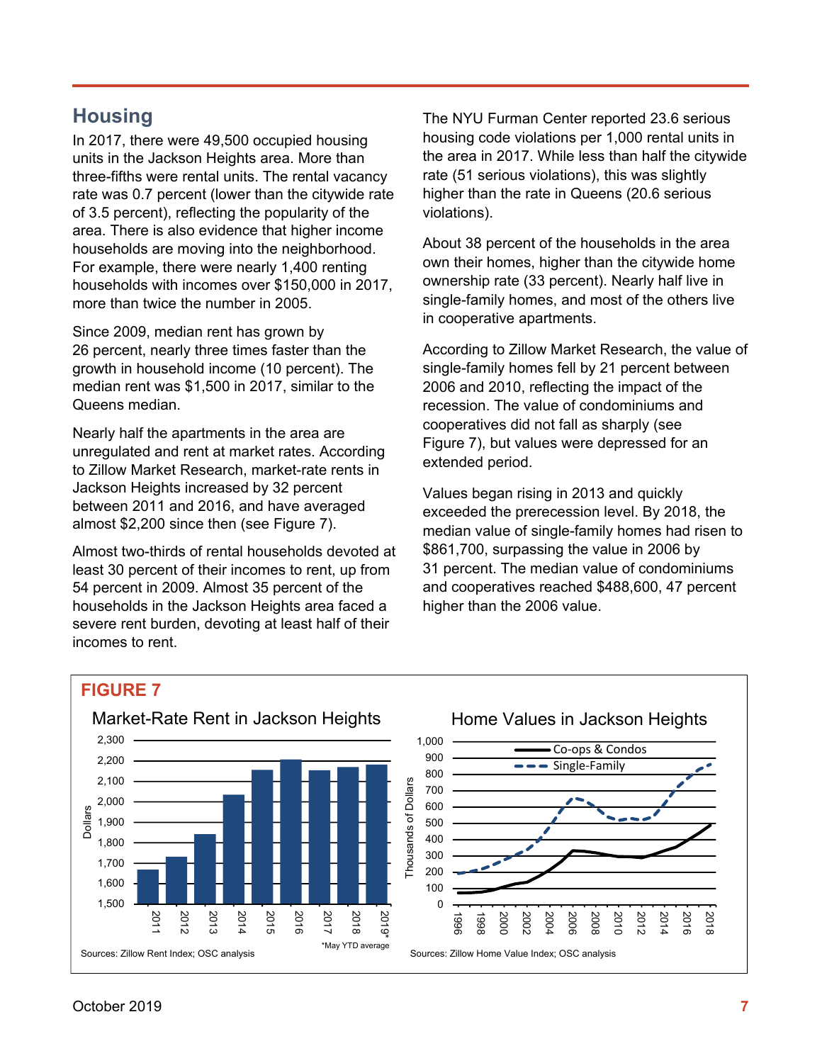## Housing

In 2017, there were 49,500 occupied housing units in the Jackson Heights area. More than three-fifths were rental units. The rental vacancy rate was 0.7 percent (lower than the citywide rate of 3.5 percent), reflecting the popularity of the area. There is also evidence that higher income households are moving into the neighborhood. For example, there were nearly 1,400 renting households with incomes over $150,000 in 2017, more than twice the number in 2005.

Since 2009, median rent has grown by 26 percent, nearly three times faster than the growth in household income (10 percent). The median rent was $1,500 in 2017, similar to the Queens median.

Nearly half the apartments in the area are unregulated and rent at market rates. According to Zillow Market Research, market-rate rents in Jackson Heights increased by 32 percent between 2011 and 2016, and have averaged almost $2,200 since then (see Figure 7).

Almost two-thirds of rental households devoted at least 30 percent of their incomes to rent, up from 54 percent in 2009. Almost 35 percent of the households in the Jackson Heights area faced a severe rent burden, devoting at least half of their incomes to rent.

The NYU Furman Center reported 23.6 serious housing code violations per 1,000 rental units in the area in 2017. While less than half the citywide rate (51 serious violations), this was slightly higher than the rate in Queens (20.6 serious violations).

About 38 percent of the households in the area own their homes, higher than the citywide home ownership rate (33 percent). Nearly half live in single-family homes, and most of the others live in cooperative apartments.

According to Zillow Market Research, the value of single-family homes fell by 21 percent between 2006 and 2010, reflecting the impact of the recession. The value of condominiums and cooperatives did not fall as sharply (see Figure 7), but values were depressed for an extended period.

Values began rising in 2013 and quickly exceeded the prerecession level. By 2018, the median value of single-family homes had risen to $861,700, surpassing the value in 2006 by 31 percent. The median value of condominiums and cooperatives reached $488,600, 47 percent higher than the 2006 value.

**FIGURE 7**

Market-Rate Rent in Jackson Heights

*May YTD average

Sources: Zillow Rent Index; OSC analysis

Home Values in Jackson Heights

Sources: Zillow Home Value Index; OSC analysis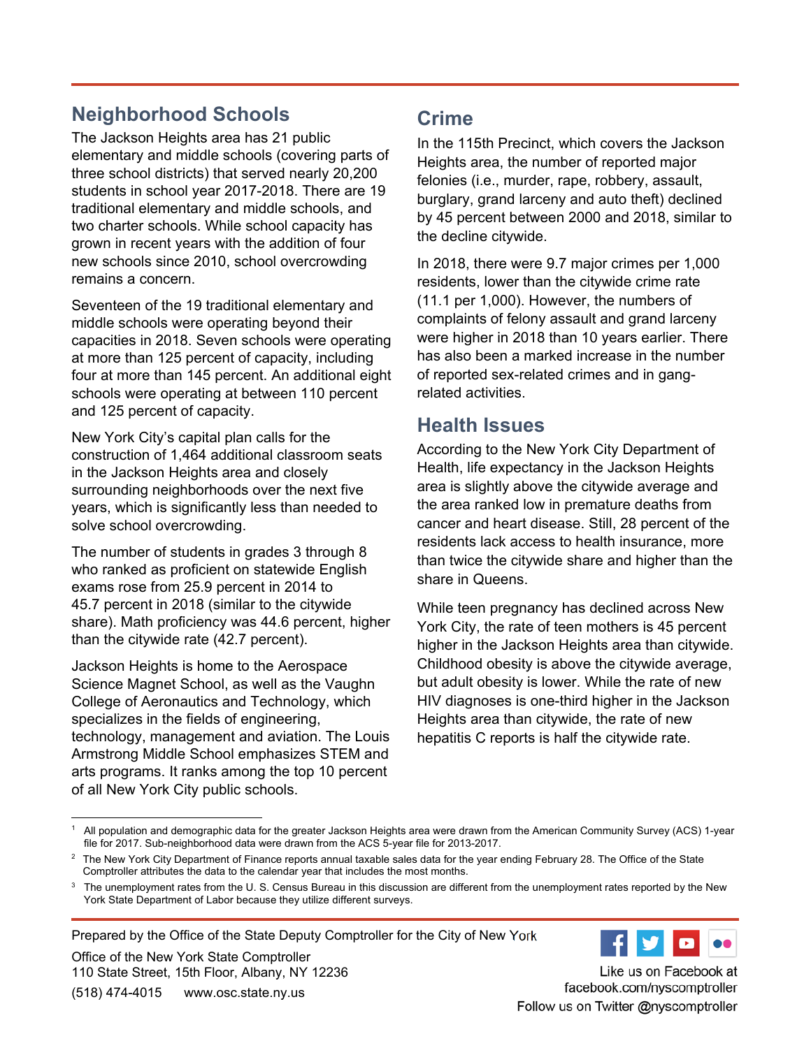## Neighborhood Schools

The Jackson Heights area has 21 public elementary and middle schools (covering parts of three school districts) that served nearly 20,200 students in school year 2017-2018. There are 19 traditional elementary and middle schools, and two charter schools. While school capacity has grown in recent years with the addition of four new schools since 2010, school overcrowding remains a concern.

Seventeen of the 19 traditional elementary and middle schools were operating beyond their capacities in 2018. Seven schools were operating at more than 125 percent of capacity, including four at more than 145 percent. An additional eight schools were operating at between 110 percent and 125 percent of capacity.

New York City's capital plan calls for the construction of 1,464 additional classroom seats in the Jackson Heights area and closely surrounding neighborhoods over the next five years, which is significantly less than needed to solve school overcrowding.

The number of students in grades 3 through 8 who ranked as proficient on statewide English exams rose from 25.9 percent in 2014 to 45.7 percent in 2018 (similar to the citywide share). Math proficiency was 44.6 percent, higher than the citywide rate (42.7 percent).

Jackson Heights is home to the Aerospace Science Magnet School, as well as the Vaughn College of Aeronautics and Technology, which specializes in the fields of engineering, technology, management and aviation. The Louis Armstrong Middle School emphasizes STEM and arts programs. It ranks among the top 10 percent of all New York City public schools.

## Crime

In the 115th Precinct, which covers the Jackson Heights area, the number of reported major felonies (i.e., murder, rape, robbery, assault, burglary, grand larceny and auto theft) declined by 45 percent between 2000 and 2018, similar to the decline citywide.

In 2018, there were 9.7 major crimes per 1,000 residents, lower than the citywide crime rate (11.1 per 1,000). However, the numbers of complaints of felony assault and grand larceny were higher in 2018 than 10 years earlier. There has also been a marked increase in the number of reported sex-related crimes and in gang-related activities.

## Health Issues

According to the New York City Department of Health, life expectancy in the Jackson Heights area is slightly above the citywide average and the area ranked low in premature deaths from cancer and heart disease. Still, 28 percent of the residents lack access to health insurance, more than twice the citywide share and higher than the share in Queens.

While teen pregnancy has declined across New York City, the rate of teen mothers is 45 percent higher in the Jackson Heights area than citywide. Childhood obesity is above the citywide average, but adult obesity is lower. While the rate of new HIV diagnoses is one-third higher in the Jackson Heights area than citywide, the rate of new hepatitis C reports is half the citywide rate.

---

[1] All population and demographic data for the greater Jackson Heights area were drawn from the American Community Survey (ACS) 1-year file for 2017. Sub-neighborhood data were drawn from the ACS 5-year file for 2013-2017.

[2] The New York City Department of Finance reports annual taxable sales data for the year ending February 28. The Office of the State Comptroller attributes the data to the calendar year that includes the most months.

[3] The unemployment rates from the U. S. Census Bureau in this discussion are different from the unemployment rates reported by the New York State Department of Labor because they utilize different surveys.

---

Prepared by the Office of the State Deputy Comptroller for the City of New York

Office of the New York State Comptroller
110 State Street, 15th Floor, Albany, NY 12236

(518) 474-4015 www.osc.state.ny.us

Like us on Facebook at facebook.com/nyscomptroller
Follow us on Twitter @nyscomptroller